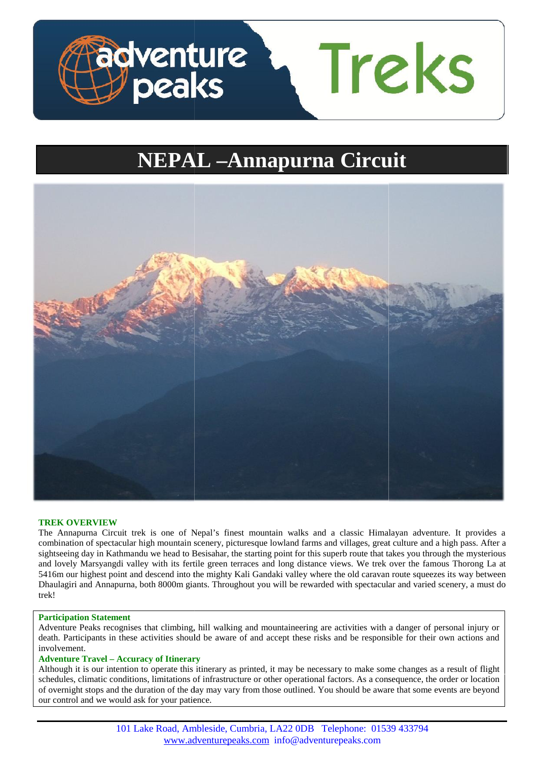adventure peaks Treks

# NEPAL –Annapurna Circuit

**TREK OVERVIEW**

The Annapurna Circuit trek is one of Nepal's finest mountain walks and a classic Himalayan adventure. It provides a combination of spectacular high mountain scenery, picturesque lowland farms and villages, great culture and a high pass. After a sightseeing day in Kathmandu we head to Besisahar, the starting point for this superb route that takes you through the mysterious and lovely Marsyangdi valley with its fertile green terraces and long distance views. We trek over the famous Thorong La at 5416m our highest point and descend into the mighty Kali Gandaki valley where the old caravan route squeezes its way between Dhaulagiri and Annapurna, both 8000m giants. Throughout you will be rewarded with spectacular and varied scenery, a must do trek!

**Participation Statement**

Adventure Peaks recognises that climbing, hill walking and mountaineering are activities with a danger of personal injury or death. Participants in these activities should be aware of and accept these risks and be responsible for their own actions and involvement.

**Adventure Travel – Accuracy of Itinerary**

Although it is our intention to operate this itinerary as printed, it may be necessary to make some changes as a result of flight schedules, climatic conditions, limitations of infrastructure or other operational factors. As a consequence, the order or location of overnight stops and the duration of the day may vary from those outlined. You should be aware that some events are beyond our control and we would ask for your patience.

101 Lake Road, Ambleside, Cumbria, LA22 0DB Telephone: 01539 433794
www.adventurepeaks.com info@adventurepeaks.com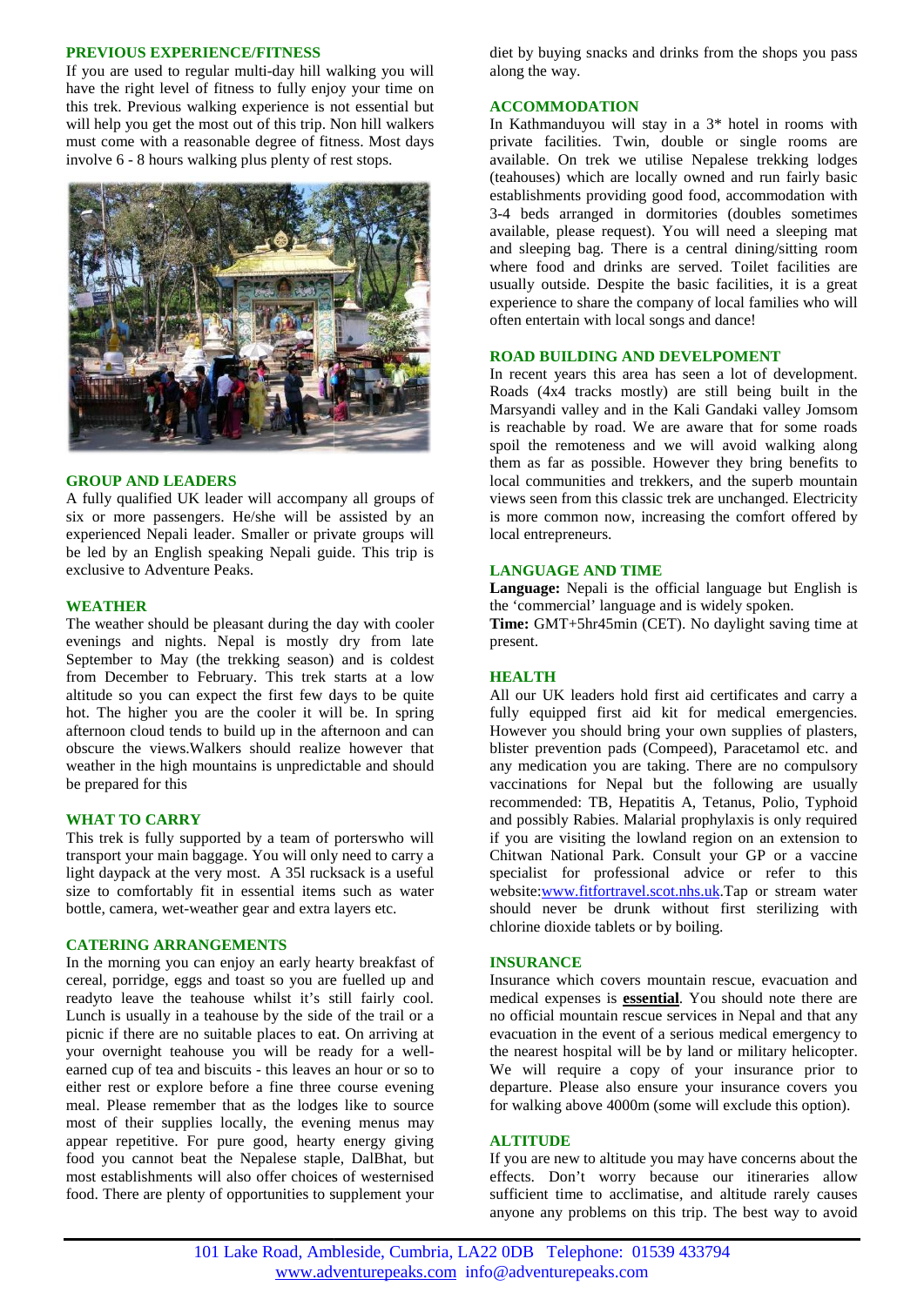## PREVIOUS EXPERIENCE/FITNESS

If you are used to regular multi-day hill walking you will have the right level of fitness to fully enjoy your time on this trek. Previous walking experience is not essential but will help you get the most out of this trip. Non hill walkers must come with a reasonable degree of fitness. Most days involve 6 - 8 hours walking plus plenty of rest stops.

## GROUP AND LEADERS

A fully qualified UK leader will accompany all groups of six or more passengers. He/she will be assisted by an experienced Nepali leader. Smaller or private groups will be led by an English speaking Nepali guide. This trip is exclusive to Adventure Peaks.

## WEATHER

The weather should be pleasant during the day with cooler evenings and nights. Nepal is mostly dry from late September to May (the trekking season) and is coldest from December to February. This trek starts at a low altitude so you can expect the first few days to be quite hot. The higher you are the cooler it will be. In spring afternoon cloud tends to build up in the afternoon and can obscure the views.Walkers should realize however that weather in the high mountains is unpredictable and should be prepared for this

## WHAT TO CARRY

This trek is fully supported by a team of porterswho will transport your main baggage. You will only need to carry a light daypack at the very most. A 35l rucksack is a useful size to comfortably fit in essential items such as water bottle, camera, wet-weather gear and extra layers etc.

## CATERING ARRANGEMENTS

In the morning you can enjoy an early hearty breakfast of cereal, porridge, eggs and toast so you are fuelled up and readyto leave the teahouse whilst it's still fairly cool. Lunch is usually in a teahouse by the side of the trail or a picnic if there are no suitable places to eat. On arriving at your overnight teahouse you will be ready for a well-earned cup of tea and biscuits - this leaves an hour or so to either rest or explore before a fine three course evening meal. Please remember that as the lodges like to source most of their supplies locally, the evening menus may appear repetitive. For pure good, hearty energy giving food you cannot beat the Nepalese staple, DalBhat, but most establishments will also offer choices of westernised food. There are plenty of opportunities to supplement your diet by buying snacks and drinks from the shops you pass along the way.

## ACCOMMODATION

In Kathmanduyou will stay in a 3* hotel in rooms with private facilities. Twin, double or single rooms are available. On trek we utilise Nepalese trekking lodges (teahouses) which are locally owned and run fairly basic establishments providing good food, accommodation with 3-4 beds arranged in dormitories (doubles sometimes available, please request). You will need a sleeping mat and sleeping bag. There is a central dining/sitting room where food and drinks are served. Toilet facilities are usually outside. Despite the basic facilities, it is a great experience to share the company of local families who will often entertain with local songs and dance!

## ROAD BUILDING AND DEVELPOMENT

In recent years this area has seen a lot of development. Roads (4x4 tracks mostly) are still being built in the Marsyandi valley and in the Kali Gandaki valley Jomsom is reachable by road. We are aware that for some roads spoil the remoteness and we will avoid walking along them as far as possible. However they bring benefits to local communities and trekkers, and the superb mountain views seen from this classic trek are unchanged. Electricity is more common now, increasing the comfort offered by local entrepreneurs.

## LANGUAGE AND TIME

**Language:** Nepali is the official language but English is the 'commercial' language and is widely spoken.

**Time:** GMT+5hr45min (CET). No daylight saving time at present.

## HEALTH

All our UK leaders hold first aid certificates and carry a fully equipped first aid kit for medical emergencies. However you should bring your own supplies of plasters, blister prevention pads (Compeed), Paracetamol etc. and any medication you are taking. There are no compulsory vaccinations for Nepal but the following are usually recommended: TB, Hepatitis A, Tetanus, Polio, Typhoid and possibly Rabies. Malarial prophylaxis is only required if you are visiting the lowland region on an extension to Chitwan National Park. Consult your GP or a vaccine specialist for professional advice or refer to this website:www.fitfortravel.scot.nhs.uk.Tap or stream water should never be drunk without first sterilizing with chlorine dioxide tablets or by boiling.

## INSURANCE

Insurance which covers mountain rescue, evacuation and medical expenses is **essential**. You should note there are no official mountain rescue services in Nepal and that any evacuation in the event of a serious medical emergency to the nearest hospital will be by land or military helicopter. We will require a copy of your insurance prior to departure. Please also ensure your insurance covers you for walking above 4000m (some will exclude this option).

## ALTITUDE

If you are new to altitude you may have concerns about the effects. Don't worry because our itineraries allow sufficient time to acclimatise, and altitude rarely causes anyone any problems on this trip. The best way to avoid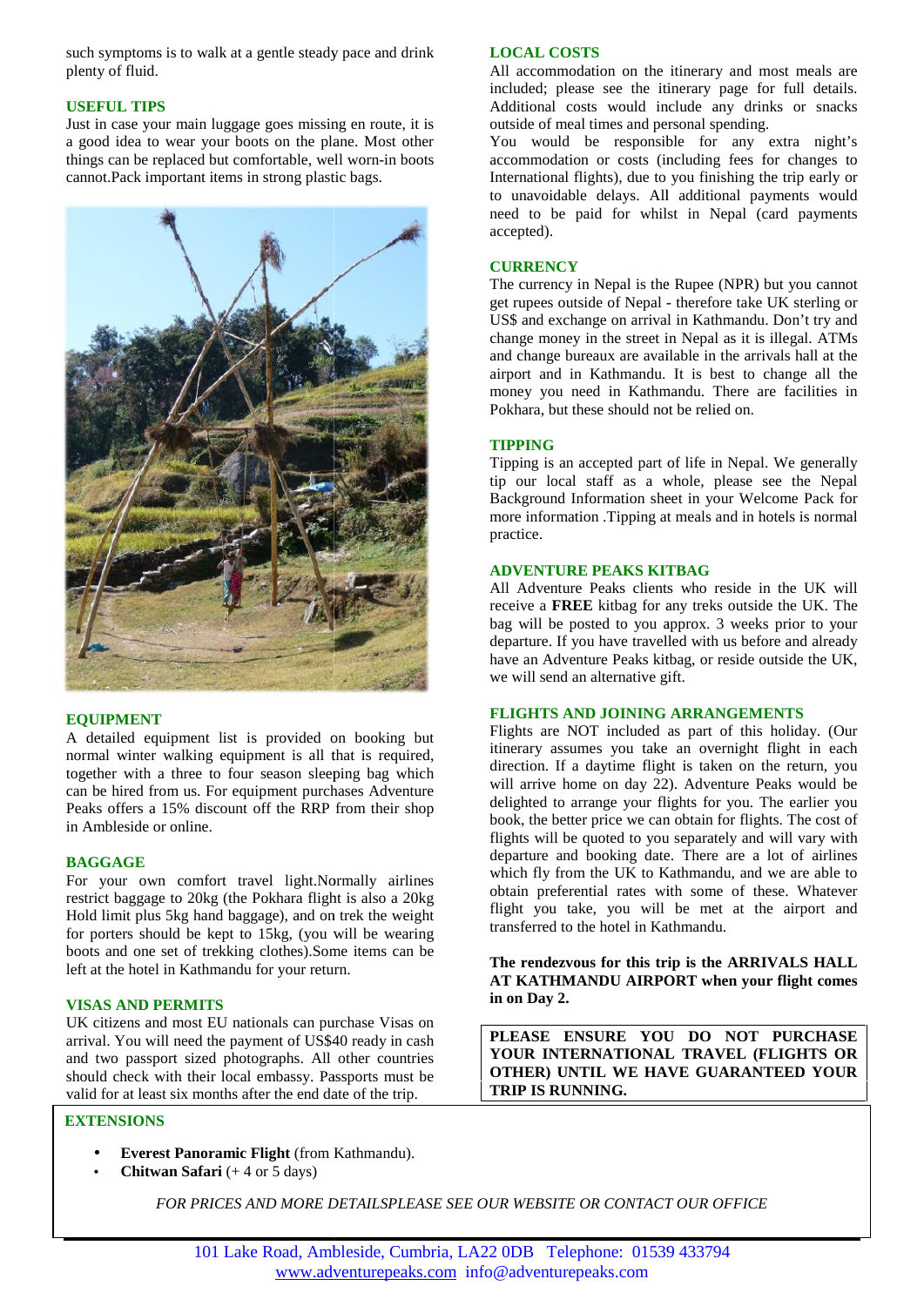such symptoms is to walk at a gentle steady pace and drink plenty of fluid.

### USEFUL TIPS

Just in case your main luggage goes missing en route, it is a good idea to wear your boots on the plane. Most other things can be replaced but comfortable, well worn-in boots cannot.Pack important items in strong plastic bags.

### EQUIPMENT

A detailed equipment list is provided on booking but normal winter walking equipment is all that is required, together with a three to four season sleeping bag which can be hired from us. For equipment purchases Adventure Peaks offers a 15% discount off the RRP from their shop in Ambleside or online.

### BAGGAGE

For your own comfort travel light.Normally airlines restrict baggage to 20kg (the Pokhara flight is also a 20kg Hold limit plus 5kg hand baggage), and on trek the weight for porters should be kept to 15kg, (you will be wearing boots and one set of trekking clothes).Some items can be left at the hotel in Kathmandu for your return.

### VISAS AND PERMITS

UK citizens and most EU nationals can purchase Visas on arrival. You will need the payment of US$40 ready in cash and two passport sized photographs. All other countries should check with their local embassy. Passports must be valid for at least six months after the end date of the trip.

### LOCAL COSTS

All accommodation on the itinerary and most meals are included; please see the itinerary page for full details. Additional costs would include any drinks or snacks outside of meal times and personal spending.

You would be responsible for any extra night's accommodation or costs (including fees for changes to International flights), due to you finishing the trip early or to unavoidable delays. All additional payments would need to be paid for whilst in Nepal (card payments accepted).

### CURRENCY

The currency in Nepal is the Rupee (NPR) but you cannot get rupees outside of Nepal - therefore take UK sterling or US$ and exchange on arrival in Kathmandu. Don't try and change money in the street in Nepal as it is illegal. ATMs and change bureaux are available in the arrivals hall at the airport and in Kathmandu. It is best to change all the money you need in Kathmandu. There are facilities in Pokhara, but these should not be relied on.

### TIPPING

Tipping is an accepted part of life in Nepal. We generally tip our local staff as a whole, please see the Nepal Background Information sheet in your Welcome Pack for more information .Tipping at meals and in hotels is normal practice.

### ADVENTURE PEAKS KITBAG

All Adventure Peaks clients who reside in the UK will receive a **FREE** kitbag for any treks outside the UK. The bag will be posted to you approx. 3 weeks prior to your departure. If you have travelled with us before and already have an Adventure Peaks kitbag, or reside outside the UK, we will send an alternative gift.

### FLIGHTS AND JOINING ARRANGEMENTS

Flights are NOT included as part of this holiday. (Our itinerary assumes you take an overnight flight in each direction. If a daytime flight is taken on the return, you will arrive home on day 22). Adventure Peaks would be delighted to arrange your flights for you. The earlier you book, the better price we can obtain for flights. The cost of flights will be quoted to you separately and will vary with departure and booking date. There are a lot of airlines which fly from the UK to Kathmandu, and we are able to obtain preferential rates with some of these. Whatever flight you take, you will be met at the airport and transferred to the hotel in Kathmandu.

**The rendezvous for this trip is the ARRIVALS HALL AT KATHMANDU AIRPORT when your flight comes in on Day 2.**

**PLEASE ENSURE YOU DO NOT PURCHASE YOUR INTERNATIONAL TRAVEL (FLIGHTS OR OTHER) UNTIL WE HAVE GUARANTEED YOUR TRIP IS RUNNING.**

### EXTENSIONS

- **Everest Panoramic Flight** (from Kathmandu).
- **Chitwan Safari** (+ 4 or 5 days)

*FOR PRICES AND MORE DETAILSPLEASE SEE OUR WEBSITE OR CONTACT OUR OFFICE*

101 Lake Road, Ambleside, Cumbria, LA22 0DB Telephone: 01539 433794
www.adventurepeaks.com info@adventurepeaks.com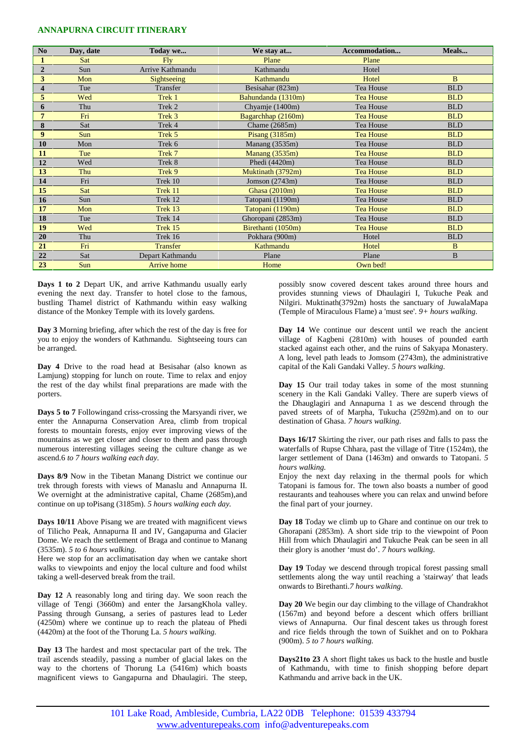## ANNAPURNA CIRCUIT ITINERARY

| No | Day, date | Today we... | We stay at... | Accommodation... | Meals... |
|---|---|---|---|---|---|
| 1 | Sat | Fly | Plane | Plane | |
| 2 | Sun | Arrive Kathmandu | Kathmandu | Hotel | |
| 3 | Mon | Sightseeing | Kathmandu | Hotel | B |
| 4 | Tue | Transfer | Besisahar (823m) | Tea House | BLD |
| 5 | Wed | Trek 1 | Bahundanda (1310m) | Tea House | BLD |
| 6 | Thu | Trek 2 | Chyamje (1400m) | Tea House | BLD |
| 7 | Fri | Trek 3 | Bagarchhap (2160m) | Tea House | BLD |
| 8 | Sat | Trek 4 | Chame (2685m) | Tea House | BLD |
| 9 | Sun | Trek 5 | Pisang (3185m) | Tea House | BLD |
| 10 | Mon | Trek 6 | Manang (3535m) | Tea House | BLD |
| 11 | Tue | Trek 7 | Manang (3535m) | Tea House | BLD |
| 12 | Wed | Trek 8 | Phedi (4420m) | Tea House | BLD |
| 13 | Thu | Trek 9 | Muktinath (3792m) | Tea House | BLD |
| 14 | Fri | Trek 10 | Jomson (2743m) | Tea House | BLD |
| 15 | Sat | Trek 11 | Ghasa (2010m) | Tea House | BLD |
| 16 | Sun | Trek 12 | Tatopani (1190m) | Tea House | BLD |
| 17 | Mon | Trek 13 | Tatopani (1190m) | Tea House | BLD |
| 18 | Tue | Trek 14 | Ghoropani (2853m) | Tea House | BLD |
| 19 | Wed | Trek 15 | Birethanti (1050m) | Tea House | BLD |
| 20 | Thu | Trek 16 | Pokhara (900m) | Hotel | BLD |
| 21 | Fri | Transfer | Kathmandu | Hotel | B |
| 22 | Sat | Depart Kathmandu | Plane | Plane | B |
| 23 | Sun | Arrive home | Home | Own bed! | |

**Days 1 to 2** Depart UK, and arrive Kathmandu usually early evening the next day. Transfer to hotel close to the famous, bustling Thamel district of Kathmandu within easy walking distance of the Monkey Temple with its lovely gardens.

**Day 3** Morning briefing, after which the rest of the day is free for you to enjoy the wonders of Kathmandu. Sightseeing tours can be arranged.

**Day 4** Drive to the road head at Besisahar (also known as Lamjung) stopping for lunch on route. Time to relax and enjoy the rest of the day whilst final preparations are made with the porters.

**Days 5 to 7** Followingand criss-crossing the Marsyandi river, we enter the Annapurna Conservation Area, climb from tropical forests to mountain forests, enjoy ever improving views of the mountains as we get closer and closer to them and pass through numerous interesting villages seeing the culture change as we ascend.6 *to 7 hours walking each day.*

**Days 8/9** Now in the Tibetan Manang District we continue our trek through forests with views of Manaslu and Annapurna II. We overnight at the administrative capital, Chame (2685m),and continue on up toPisang (3185m). *5 hours walking each day.*

**Days 10/11** Above Pisang we are treated with magnificent views of Tilicho Peak, Annapurna II and IV, Gangapurna and Glacier Dome. We reach the settlement of Braga and continue to Manang (3535m). *5 to 6 hours walking.*

Here we stop for an acclimatisation day when we cantake short walks to viewpoints and enjoy the local culture and food whilst taking a well-deserved break from the trail.

**Day 12** A reasonably long and tiring day. We soon reach the village of Tengi (3660m) and enter the JarsangKhola valley. Passing through Gunsang, a series of pastures lead to Leder (4250m) where we continue up to reach the plateau of Phedi (4420m) at the foot of the Thorung La. *5 hours walking.*

**Day 13** The hardest and most spectacular part of the trek. The trail ascends steadily, passing a number of glacial lakes on the way to the chortens of Thorung La (5416m) which boasts magnificent views to Gangapurna and Dhaulagiri. The steep, possibly snow covered descent takes around three hours and provides stunning views of Dhaulagiri I, Tukuche Peak and Nilgiri. Muktinath(3792m) hosts the sanctuary of JuwalaMapa (Temple of Miraculous Flame) a 'must see'. *9+ hours walking.*

**Day 14** We continue our descent until we reach the ancient village of Kagbeni (2810m) with houses of pounded earth stacked against each other, and the ruins of Sakyapa Monastery. A long, level path leads to Jomsom (2743m), the administrative capital of the Kali Gandaki Valley. *5 hours walking.*

**Day 15** Our trail today takes in some of the most stunning scenery in the Kali Gandaki Valley. There are superb views of the Dhauglagiri and Annapurna 1 as we descend through the paved streets of of Marpha, Tukucha (2592m).and on to our destination of Ghasa. *7 hours walking.*

**Days 16/17** Skirting the river, our path rises and falls to pass the waterfalls of Rupse Chhara, past the village of Titre (1524m), the larger settlement of Dana (1463m) and onwards to Tatopani. *5 hours walking.*

Enjoy the next day relaxing in the thermal pools for which Tatopani is famous for. The town also boasts a number of good restaurants and teahouses where you can relax and unwind before the final part of your journey.

**Day 18** Today we climb up to Ghare and continue on our trek to Ghorapani (2853m). A short side trip to the viewpoint of Poon Hill from which Dhaulagiri and Tukuche Peak can be seen in all their glory is another 'must do'. *7 hours walking.*

**Day 19** Today we descend through tropical forest passing small settlements along the way until reaching a 'stairway' that leads onwards to Birethanti.*7 hours walking.*

**Day 20** We begin our day climbing to the village of Chandrakhot (1567m) and beyond before a descent which offers brilliant views of Annapurna. Our final descent takes us through forest and rice fields through the town of Suikhet and on to Pokhara (900m). *5 to 7 hours walking.*

**Days21to 23** A short flight takes us back to the hustle and bustle of Kathmandu, with time to finish shopping before depart Kathmandu and arrive back in the UK.

101 Lake Road, Ambleside, Cumbria, LA22 0DB Telephone: 01539 433794
www.adventurepeaks.com info@adventurepeaks.com